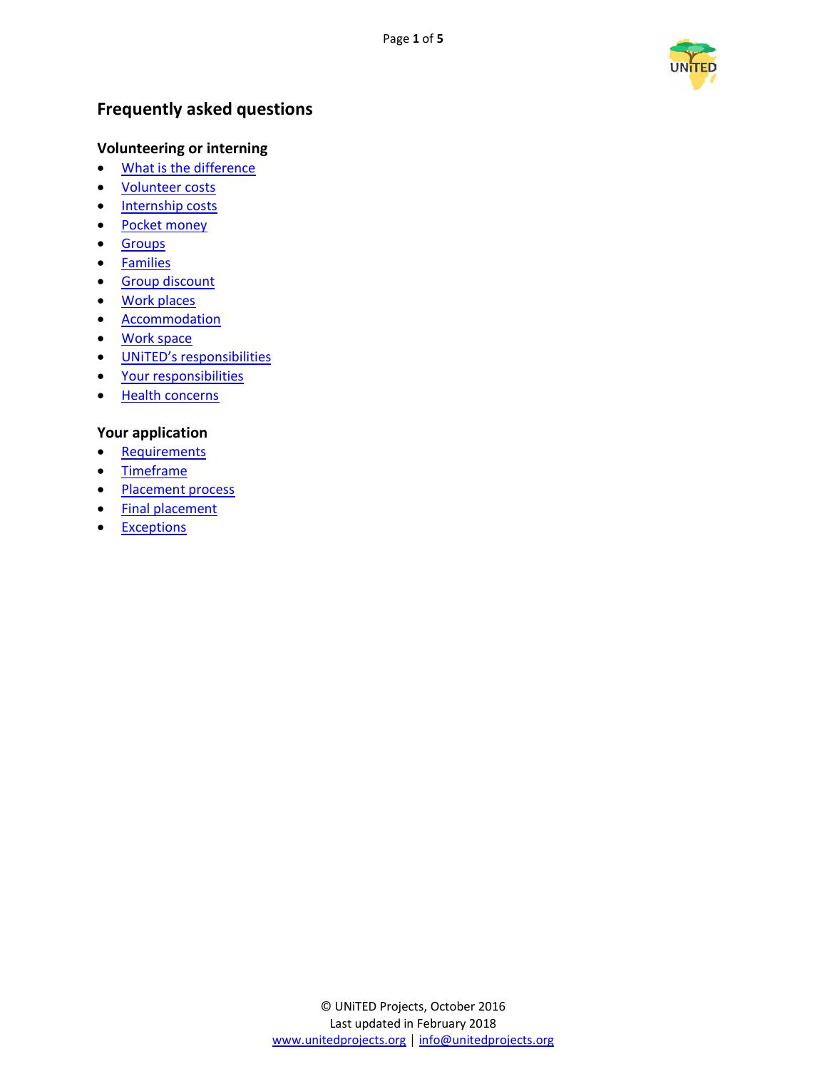# Frequently asked questions

## Volunteering or interning

- What is the difference
- Volunteer costs
- Internship costs
- Pocket money
- Groups
- Families
- Group discount
- Work places
- Accommodation
- Work space
- UNiTED's responsibilities
- Your responsibilities
- Health concerns

## Your application

- Requirements
- Timeframe
- Placement process
- Final placement
- Exceptions

© UNiTED Projects, October 2016
Last updated in February 2018
www.unitedprojects.org | info@unitedprojects.org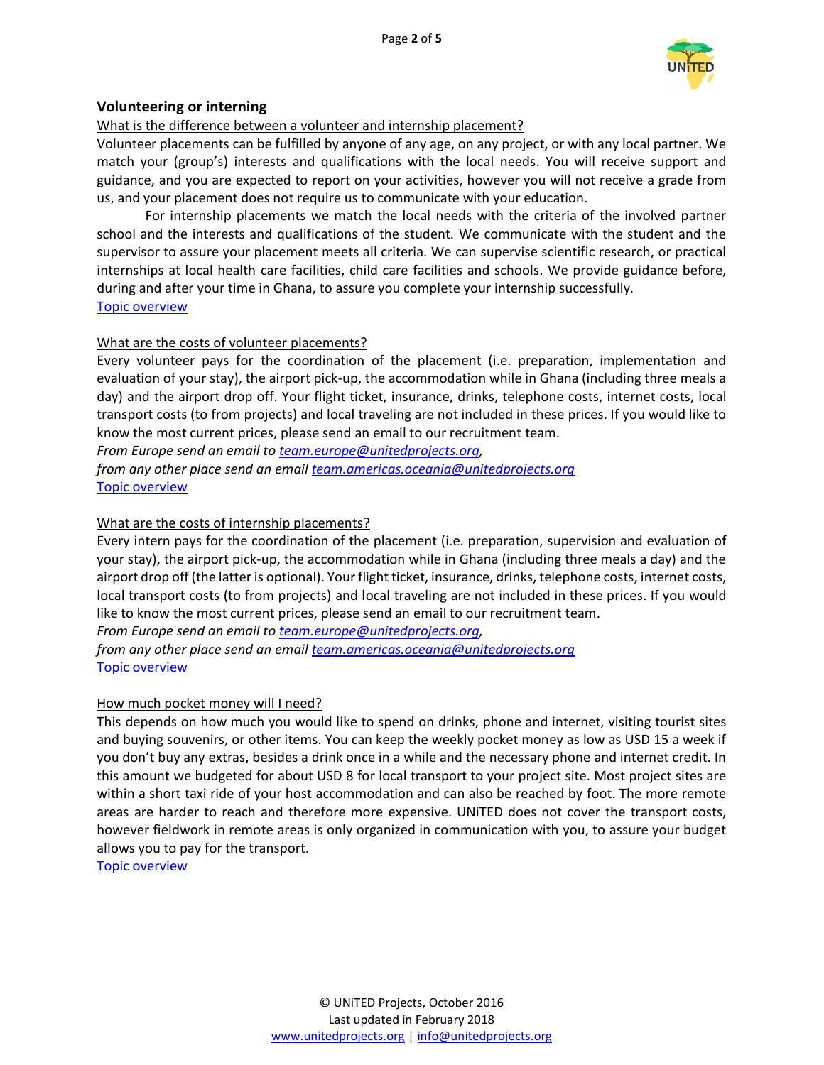## Volunteering or interning

What is the difference between a volunteer and internship placement?

Volunteer placements can be fulfilled by anyone of any age, on any project, or with any local partner. We match your (group's) interests and qualifications with the local needs. You will receive support and guidance, and you are expected to report on your activities, however you will not receive a grade from us, and your placement does not require us to communicate with your education.

For internship placements we match the local needs with the criteria of the involved partner school and the interests and qualifications of the student. We communicate with the student and the supervisor to assure your placement meets all criteria. We can supervise scientific research, or practical internships at local health care facilities, child care facilities and schools. We provide guidance before, during and after your time in Ghana, to assure you complete your internship successfully.

Topic overview

What are the costs of volunteer placements?

Every volunteer pays for the coordination of the placement (i.e. preparation, implementation and evaluation of your stay), the airport pick-up, the accommodation while in Ghana (including three meals a day) and the airport drop off. Your flight ticket, insurance, drinks, telephone costs, internet costs, local transport costs (to from projects) and local traveling are not included in these prices. If you would like to know the most current prices, please send an email to our recruitment team.

*From Europe send an email to team.europe@unitedprojects.org,*

*from any other place send an email team.americas.oceania@unitedprojects.org*

Topic overview

What are the costs of internship placements?

Every intern pays for the coordination of the placement (i.e. preparation, supervision and evaluation of your stay), the airport pick-up, the accommodation while in Ghana (including three meals a day) and the airport drop off (the latter is optional). Your flight ticket, insurance, drinks, telephone costs, internet costs, local transport costs (to from projects) and local traveling are not included in these prices. If you would like to know the most current prices, please send an email to our recruitment team.

*From Europe send an email to team.europe@unitedprojects.org,*

*from any other place send an email team.americas.oceania@unitedprojects.org*

Topic overview

How much pocket money will I need?

This depends on how much you would like to spend on drinks, phone and internet, visiting tourist sites and buying souvenirs, or other items. You can keep the weekly pocket money as low as USD 15 a week if you don't buy any extras, besides a drink once in a while and the necessary phone and internet credit. In this amount we budgeted for about USD 8 for local transport to your project site. Most project sites are within a short taxi ride of your host accommodation and can also be reached by foot. The more remote areas are harder to reach and therefore more expensive. UNiTED does not cover the transport costs, however fieldwork in remote areas is only organized in communication with you, to assure your budget allows you to pay for the transport.

Topic overview

© UNiTED Projects, October 2016
Last updated in February 2018
www.unitedprojects.org | info@unitedprojects.org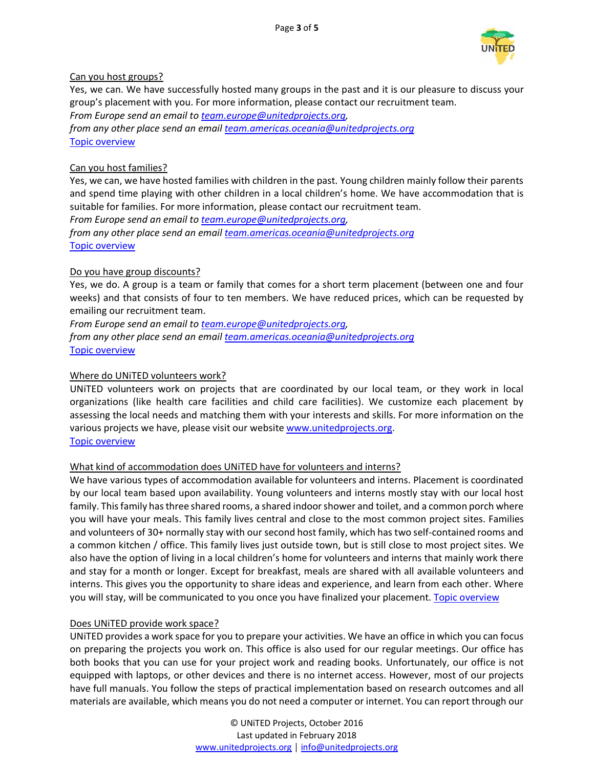Can you host groups?

Yes, we can. We have successfully hosted many groups in the past and it is our pleasure to discuss your group's placement with you. For more information, please contact our recruitment team.
*From Europe send an email to team.europe@unitedprojects.org,*
*from any other place send an email team.americas.oceania@unitedprojects.org*
Topic overview

Can you host families?

Yes, we can, we have hosted families with children in the past. Young children mainly follow their parents and spend time playing with other children in a local children's home. We have accommodation that is suitable for families. For more information, please contact our recruitment team.
*From Europe send an email to team.europe@unitedprojects.org,*
*from any other place send an email team.americas.oceania@unitedprojects.org*
Topic overview

Do you have group discounts?

Yes, we do. A group is a team or family that comes for a short term placement (between one and four weeks) and that consists of four to ten members. We have reduced prices, which can be requested by emailing our recruitment team.
*From Europe send an email to team.europe@unitedprojects.org,*
*from any other place send an email team.americas.oceania@unitedprojects.org*
Topic overview

Where do UNiTED volunteers work?

UNiTED volunteers work on projects that are coordinated by our local team, or they work in local organizations (like health care facilities and child care facilities). We customize each placement by assessing the local needs and matching them with your interests and skills. For more information on the various projects we have, please visit our website www.unitedprojects.org.
Topic overview

What kind of accommodation does UNiTED have for volunteers and interns?

We have various types of accommodation available for volunteers and interns. Placement is coordinated by our local team based upon availability. Young volunteers and interns mostly stay with our local host family. This family has three shared rooms, a shared indoor shower and toilet, and a common porch where you will have your meals. This family lives central and close to the most common project sites. Families and volunteers of 30+ normally stay with our second host family, which has two self-contained rooms and a common kitchen / office. This family lives just outside town, but is still close to most project sites. We also have the option of living in a local children's home for volunteers and interns that mainly work there and stay for a month or longer. Except for breakfast, meals are shared with all available volunteers and interns. This gives you the opportunity to share ideas and experience, and learn from each other. Where you will stay, will be communicated to you once you have finalized your placement. Topic overview

Does UNiTED provide work space?

UNiTED provides a work space for you to prepare your activities. We have an office in which you can focus on preparing the projects you work on. This office is also used for our regular meetings. Our office has both books that you can use for your project work and reading books. Unfortunately, our office is not equipped with laptops, or other devices and there is no internet access. However, most of our projects have full manuals. You follow the steps of practical implementation based on research outcomes and all materials are available, which means you do not need a computer or internet. You can report through our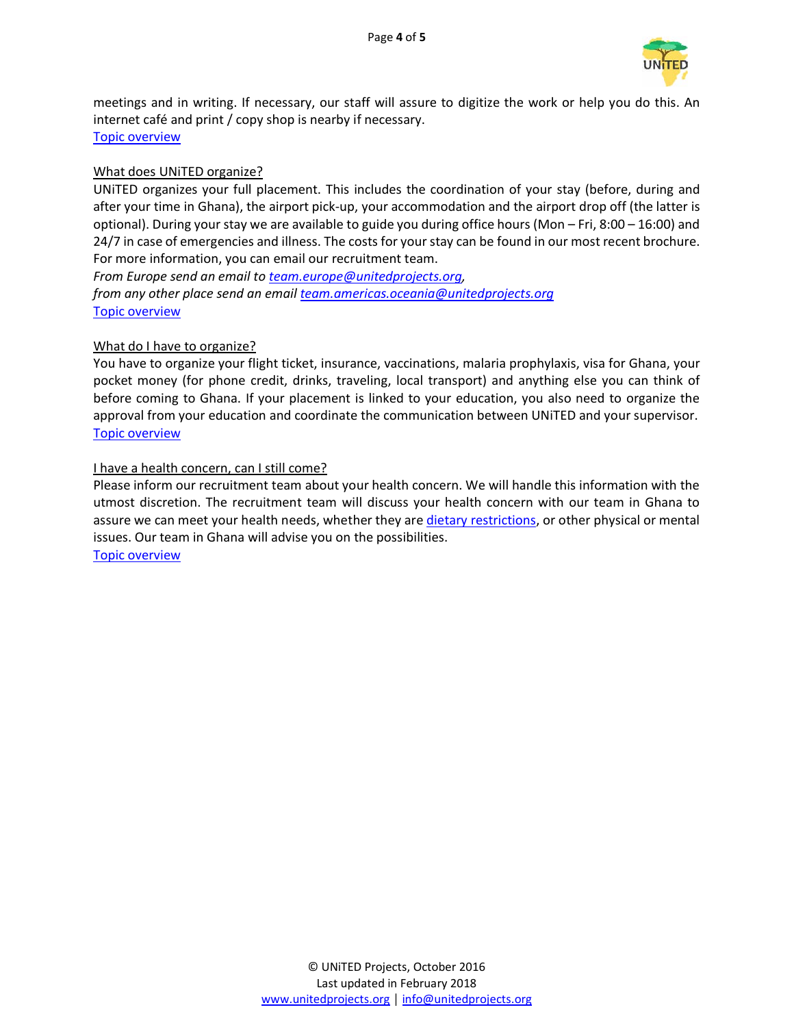meetings and in writing. If necessary, our staff will assure to digitize the work or help you do this. An internet café and print / copy shop is nearby if necessary.
[Topic overview]

## What does UNiTED organize?

UNiTED organizes your full placement. This includes the coordination of your stay (before, during and after your time in Ghana), the airport pick-up, your accommodation and the airport drop off (the latter is optional). During your stay we are available to guide you during office hours (Mon – Fri, 8:00 – 16:00) and 24/7 in case of emergencies and illness. The costs for your stay can be found in our most recent brochure. For more information, you can email our recruitment team.

*From Europe send an email to team.europe@unitedprojects.org,*
*from any other place send an email team.americas.oceania@unitedprojects.org*

[Topic overview]

## What do I have to organize?

You have to organize your flight ticket, insurance, vaccinations, malaria prophylaxis, visa for Ghana, your pocket money (for phone credit, drinks, traveling, local transport) and anything else you can think of before coming to Ghana. If your placement is linked to your education, you also need to organize the approval from your education and coordinate the communication between UNiTED and your supervisor.
[Topic overview]

## I have a health concern, can I still come?

Please inform our recruitment team about your health concern. We will handle this information with the utmost discretion. The recruitment team will discuss your health concern with our team in Ghana to assure we can meet your health needs, whether they are dietary restrictions, or other physical or mental issues. Our team in Ghana will advise you on the possibilities.
[Topic overview]

© UNiTED Projects, October 2016
Last updated in February 2018
www.unitedprojects.org | info@unitedprojects.org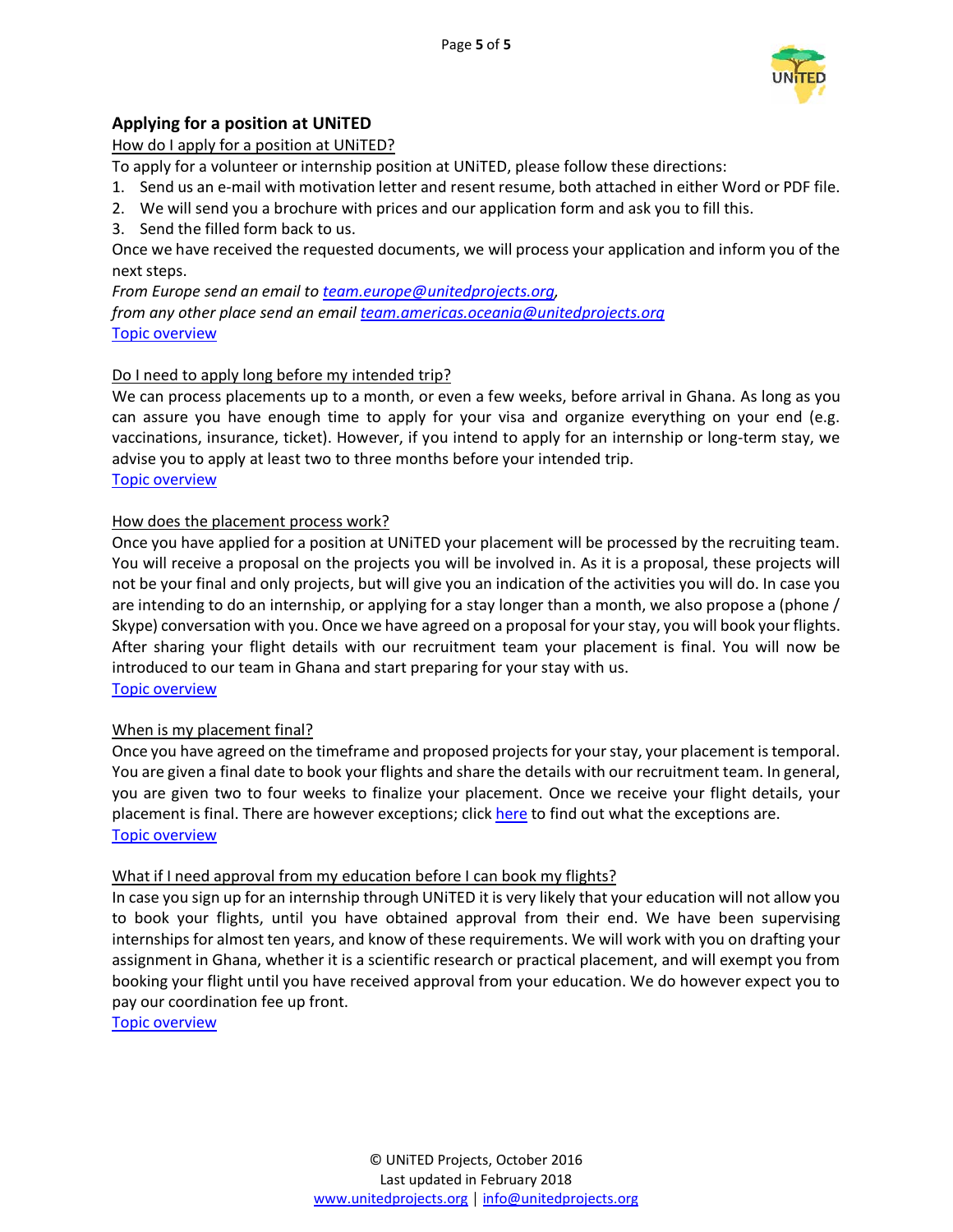## Applying for a position at UNiTED

How do I apply for a position at UNiTED?

To apply for a volunteer or internship position at UNiTED, please follow these directions:

1. Send us an e-mail with motivation letter and resent resume, both attached in either Word or PDF file.
2. We will send you a brochure with prices and our application form and ask you to fill this.
3. Send the filled form back to us.

Once we have received the requested documents, we will process your application and inform you of the next steps.

*From Europe send an email to team.europe@unitedprojects.org,*
*from any other place send an email team.americas.oceania@unitedprojects.org*

Topic overview

Do I need to apply long before my intended trip?

We can process placements up to a month, or even a few weeks, before arrival in Ghana. As long as you can assure you have enough time to apply for your visa and organize everything on your end (e.g. vaccinations, insurance, ticket). However, if you intend to apply for an internship or long-term stay, we advise you to apply at least two to three months before your intended trip.

Topic overview

How does the placement process work?

Once you have applied for a position at UNiTED your placement will be processed by the recruiting team. You will receive a proposal on the projects you will be involved in. As it is a proposal, these projects will not be your final and only projects, but will give you an indication of the activities you will do. In case you are intending to do an internship, or applying for a stay longer than a month, we also propose a (phone / Skype) conversation with you. Once we have agreed on a proposal for your stay, you will book your flights. After sharing your flight details with our recruitment team your placement is final. You will now be introduced to our team in Ghana and start preparing for your stay with us.

Topic overview

When is my placement final?

Once you have agreed on the timeframe and proposed projects for your stay, your placement is temporal. You are given a final date to book your flights and share the details with our recruitment team. In general, you are given two to four weeks to finalize your placement. Once we receive your flight details, your placement is final. There are however exceptions; click here to find out what the exceptions are.

Topic overview

What if I need approval from my education before I can book my flights?

In case you sign up for an internship through UNiTED it is very likely that your education will not allow you to book your flights, until you have obtained approval from their end. We have been supervising internships for almost ten years, and know of these requirements. We will work with you on drafting your assignment in Ghana, whether it is a scientific research or practical placement, and will exempt you from booking your flight until you have received approval from your education. We do however expect you to pay our coordination fee up front.

Topic overview

© UNiTED Projects, October 2016
Last updated in February 2018
www.unitedprojects.org | info@unitedprojects.org